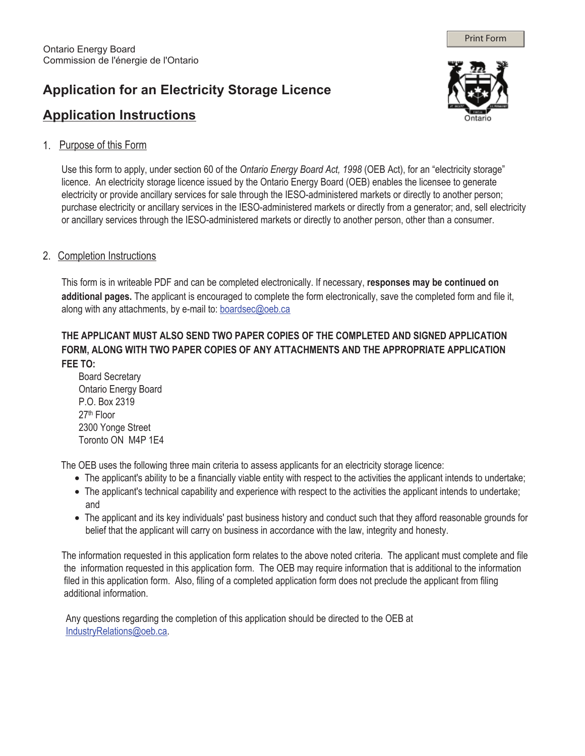Ontario Energy Board
Commission de l'énergie de l'Ontario

# Application for an Electricity Storage Licence

## Application Instructions

1. Purpose of this Form

Use this form to apply, under section 60 of the *Ontario Energy Board Act, 1998* (OEB Act), for an "electricity storage" licence. An electricity storage licence issued by the Ontario Energy Board (OEB) enables the licensee to generate electricity or provide ancillary services for sale through the IESO-administered markets or directly to another person; purchase electricity or ancillary services in the IESO-administered markets or directly from a generator; and, sell electricity or ancillary services through the IESO-administered markets or directly to another person, other than a consumer.

2. Completion Instructions

This form is in writeable PDF and can be completed electronically. If necessary, **responses may be continued on additional pages.** The applicant is encouraged to complete the form electronically, save the completed form and file it, along with any attachments, by e-mail to: boardsec@oeb.ca

**THE APPLICANT MUST ALSO SEND TWO PAPER COPIES OF THE COMPLETED AND SIGNED APPLICATION FORM, ALONG WITH TWO PAPER COPIES OF ANY ATTACHMENTS AND THE APPROPRIATE APPLICATION FEE TO:**

Board Secretary
Ontario Energy Board
P.O. Box 2319
27th Floor
2300 Yonge Street
Toronto ON M4P 1E4

The OEB uses the following three main criteria to assess applicants for an electricity storage licence:

- The applicant's ability to be a financially viable entity with respect to the activities the applicant intends to undertake;
- The applicant's technical capability and experience with respect to the activities the applicant intends to undertake; and
- The applicant and its key individuals' past business history and conduct such that they afford reasonable grounds for belief that the applicant will carry on business in accordance with the law, integrity and honesty.

The information requested in this application form relates to the above noted criteria. The applicant must complete and file the information requested in this application form. The OEB may require information that is additional to the information filed in this application form. Also, filing of a completed application form does not preclude the applicant from filing additional information.

Any questions regarding the completion of this application should be directed to the OEB at IndustryRelations@oeb.ca.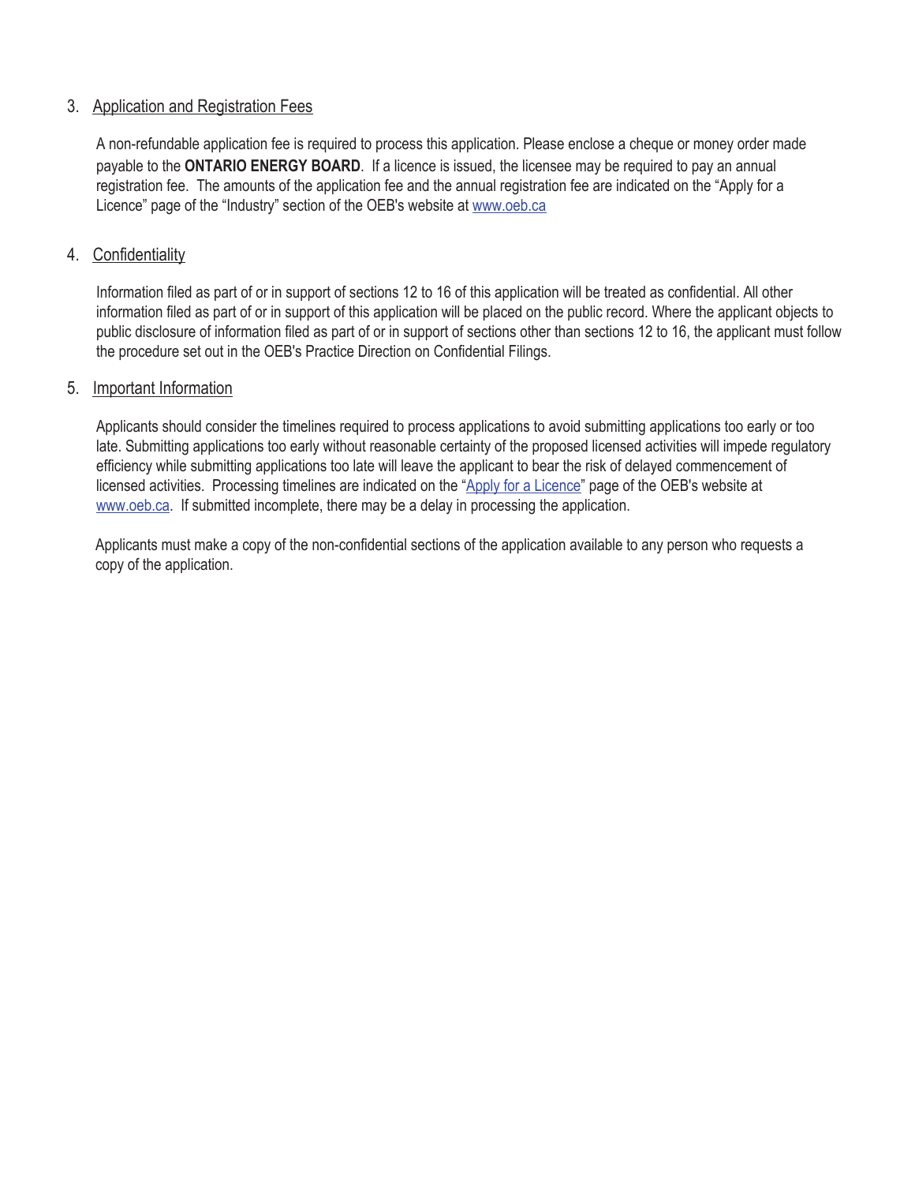3. Application and Registration Fees

   A non-refundable application fee is required to process this application. Please enclose a cheque or money order made payable to the **ONTARIO ENERGY BOARD**. If a licence is issued, the licensee may be required to pay an annual registration fee. The amounts of the application fee and the annual registration fee are indicated on the "Apply for a Licence" page of the "Industry" section of the OEB's website at www.oeb.ca

4. Confidentiality

   Information filed as part of or in support of sections 12 to 16 of this application will be treated as confidential. All other information filed as part of or in support of this application will be placed on the public record. Where the applicant objects to public disclosure of information filed as part of or in support of sections other than sections 12 to 16, the applicant must follow the procedure set out in the OEB's Practice Direction on Confidential Filings.

5. Important Information

   Applicants should consider the timelines required to process applications to avoid submitting applications too early or too late. Submitting applications too early without reasonable certainty of the proposed licensed activities will impede regulatory efficiency while submitting applications too late will leave the applicant to bear the risk of delayed commencement of licensed activities. Processing timelines are indicated on the "Apply for a Licence" page of the OEB's website at www.oeb.ca. If submitted incomplete, there may be a delay in processing the application.

   Applicants must make a copy of the non-confidential sections of the application available to any person who requests a copy of the application.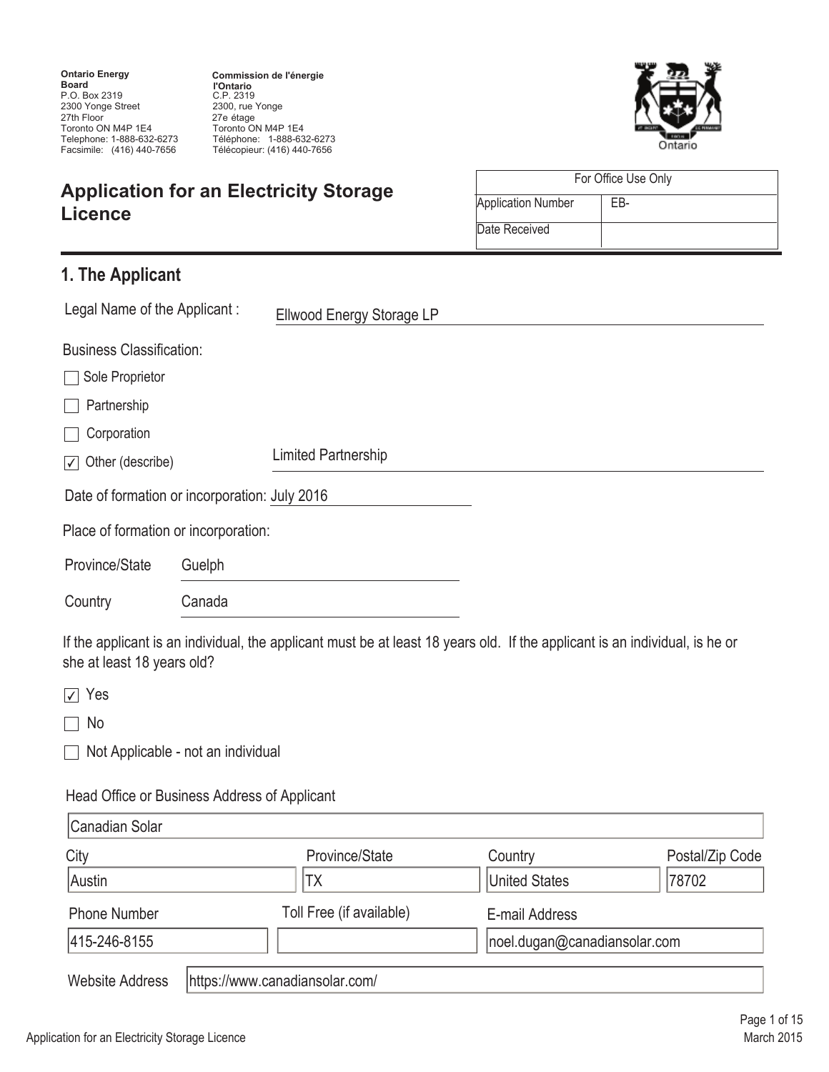Ontario Energy Board
P.O. Box 2319
2300 Yonge Street
27th Floor
Toronto ON M4P 1E4
Telephone: 1-888-632-6273
Facsimile: (416) 440-7656

Commission de l'énergie l'Ontario
C.P. 2319
2300, rue Yonge
27e étage
Toronto ON M4P 1E4
Téléphone: 1-888-632-6273
Télécopieur: (416) 440-7656

# Application for an Electricity Storage Licence

| For Office Use Only | |
|---|---|
| Application Number | EB- |
| Date Received | |

## 1. The Applicant

Legal Name of the Applicant : Ellwood Energy Storage LP

Business Classification:

- ☐ Sole Proprietor
- ☐ Partnership
- ☐ Corporation
- ☑ Other (describe) Limited Partnership

Date of formation or incorporation: July 2016

Place of formation or incorporation:

Province/State: Guelph

Country: Canada

If the applicant is an individual, the applicant must be at least 18 years old. If the applicant is an individual, is he or she at least 18 years old?

- ☑ Yes
- ☐ No
- ☐ Not Applicable - not an individual

Head Office or Business Address of Applicant

Canadian Solar

| City | Province/State | Country | Postal/Zip Code |
|---|---|---|---|
| Austin | TX | United States | 78702 |

| Phone Number | Toll Free (if available) | E-mail Address |
|---|---|---|
| 415-246-8155 | | noel.dugan@canadiansolar.com |

Website Address: https://www.canadiansolar.com/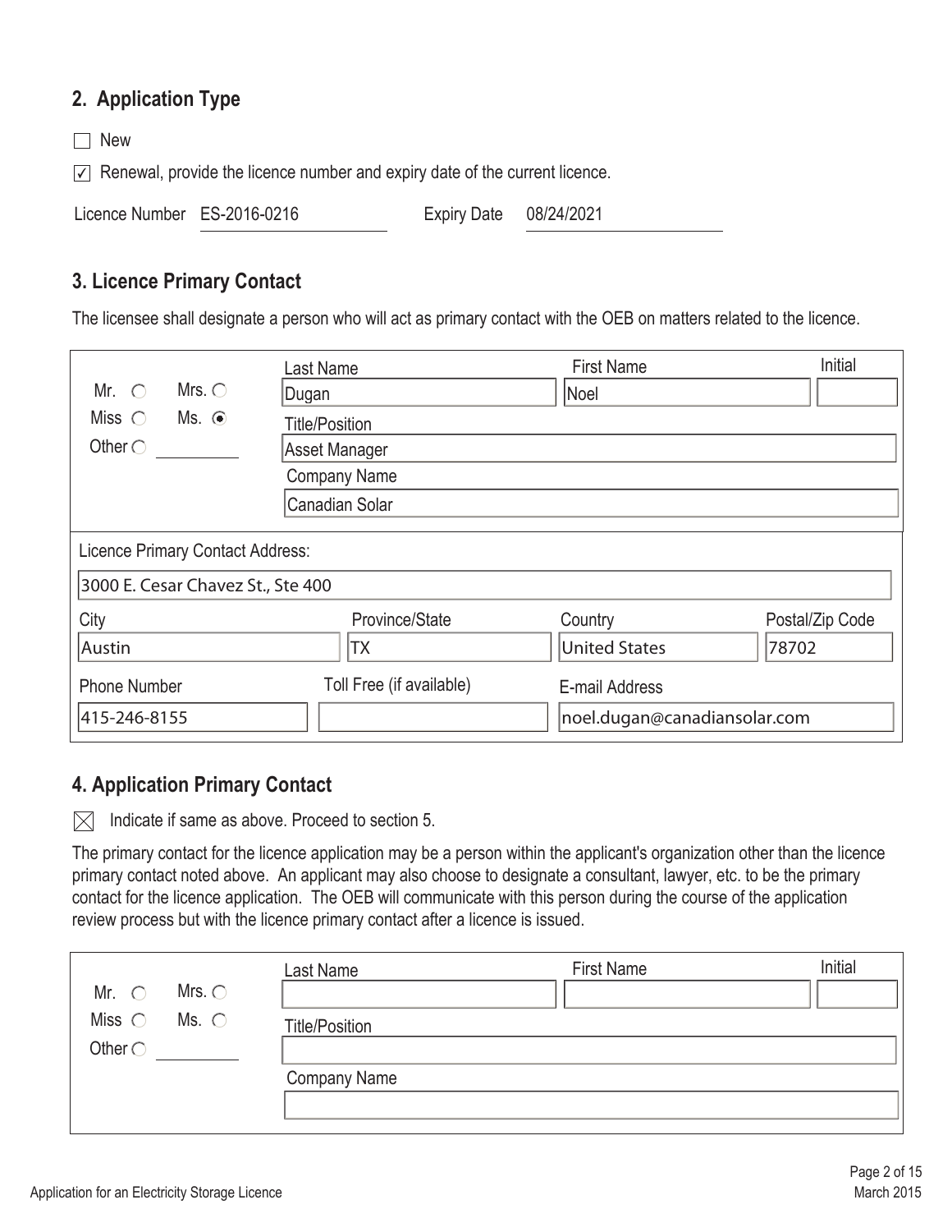## 2. Application Type

☐ New

☑ Renewal, provide the licence number and expiry date of the current licence.

Licence Number ES-2016-0216 Expiry Date 08/24/2021

## 3. Licence Primary Contact

The licensee shall designate a person who will act as primary contact with the OEB on matters related to the licence.

| | | | |
|---|---|---|---|
| Mr. ○ Mrs. ○ Miss ○ Ms. ◉ Other ○ | Last Name: Dugan | First Name: Noel | Initial: |
| | Title/Position: Asset Manager | | |
| | Company Name: Canadian Solar | | |

Licence Primary Contact Address:

3000 E. Cesar Chavez St., Ste 400

| City | Province/State | Country | Postal/Zip Code |
|---|---|---|---|
| Austin | TX | United States | 78702 |

| Phone Number | Toll Free (if available) | E-mail Address |
|---|---|---|
| 415-246-8155 | | noel.dugan@canadiansolar.com |

## 4. Application Primary Contact

☒ Indicate if same as above. Proceed to section 5.

The primary contact for the licence application may be a person within the applicant's organization other than the licence primary contact noted above. An applicant may also choose to designate a consultant, lawyer, etc. to be the primary contact for the licence application. The OEB will communicate with this person during the course of the application review process but with the licence primary contact after a licence is issued.

| | | | |
|---|---|---|---|
| Mr. ○ Mrs. ○ Miss ○ Ms. ○ Other ○ | Last Name: | First Name: | Initial: |
| | Title/Position: | | |
| | Company Name: | | |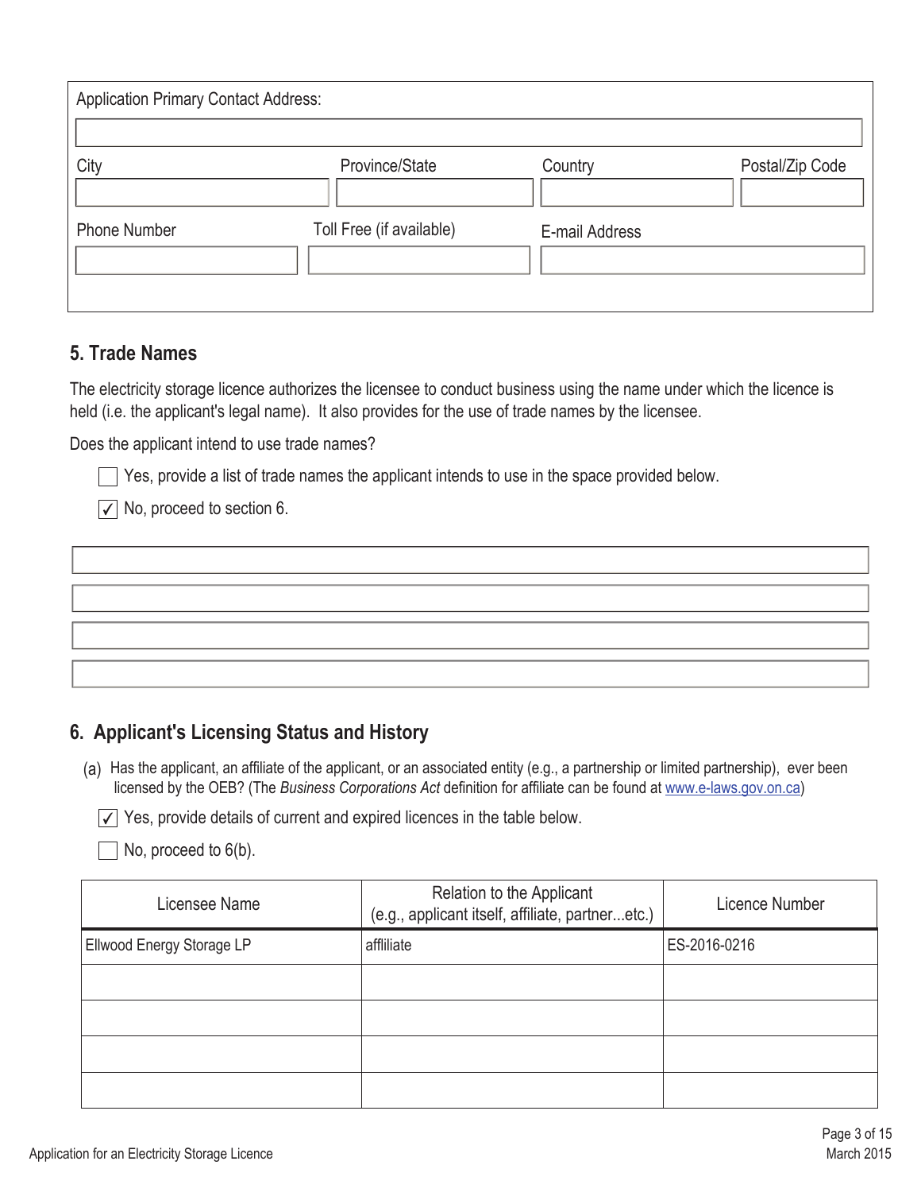Application Primary Contact Address:

| City | Province/State | Country | Postal/Zip Code |
|---|---|---|---|
| | | | |

| Phone Number | Toll Free (if available) | E-mail Address |
|---|---|---|
| | | |

## 5. Trade Names

The electricity storage licence authorizes the licensee to conduct business using the name under which the licence is held (i.e. the applicant's legal name). It also provides for the use of trade names by the licensee.

Does the applicant intend to use trade names?

- [ ] Yes, provide a list of trade names the applicant intends to use in the space provided below.
- [x] No, proceed to section 6.

## 6. Applicant's Licensing Status and History

(a) Has the applicant, an affiliate of the applicant, or an associated entity (e.g., a partnership or limited partnership), ever been licensed by the OEB? (The *Business Corporations Act* definition for affiliate can be found at www.e-laws.gov.on.ca)

- [x] Yes, provide details of current and expired licences in the table below.
- [ ] No, proceed to 6(b).

| Licensee Name | Relation to the Applicant (e.g., applicant itself, affiliate, partner...etc.) | Licence Number |
|---|---|---|
| Ellwood Energy Storage LP | affliliate | ES-2016-0216 |
| | | |
| | | |
| | | |
| | | |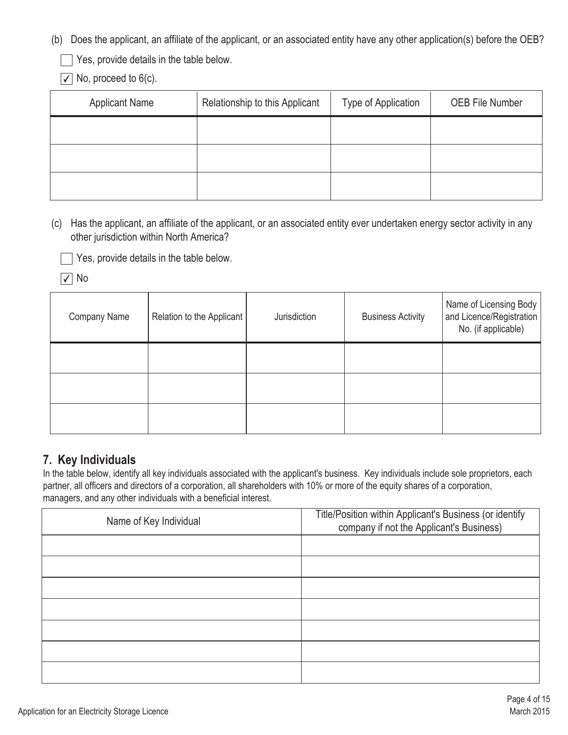(b) Does the applicant, an affiliate of the applicant, or an associated entity have any other application(s) before the OEB?

☐ Yes, provide details in the table below.

☑ No, proceed to 6(c).

| Applicant Name | Relationship to this Applicant | Type of Application | OEB File Number |
|---|---|---|---|
| | | | |
| | | | |
| | | | |

(c) Has the applicant, an affiliate of the applicant, or an associated entity ever undertaken energy sector activity in any other jurisdiction within North America?

☐ Yes, provide details in the table below.

☑ No

| Company Name | Relation to the Applicant | Jurisdiction | Business Activity | Name of Licensing Body and Licence/Registration No. (if applicable) |
|---|---|---|---|---|
| | | | | |
| | | | | |
| | | | | |

## 7. Key Individuals

In the table below, identify all key individuals associated with the applicant's business. Key individuals include sole proprietors, each partner, all officers and directors of a corporation, all shareholders with 10% or more of the equity shares of a corporation, managers, and any other individuals with a beneficial interest.

| Name of Key Individual | Title/Position within Applicant's Business (or identify company if not the Applicant's Business) |
|---|---|
| | |
| | |
| | |
| | |
| | |
| | |
| | |

Application for an Electricity Storage Licence

March 2015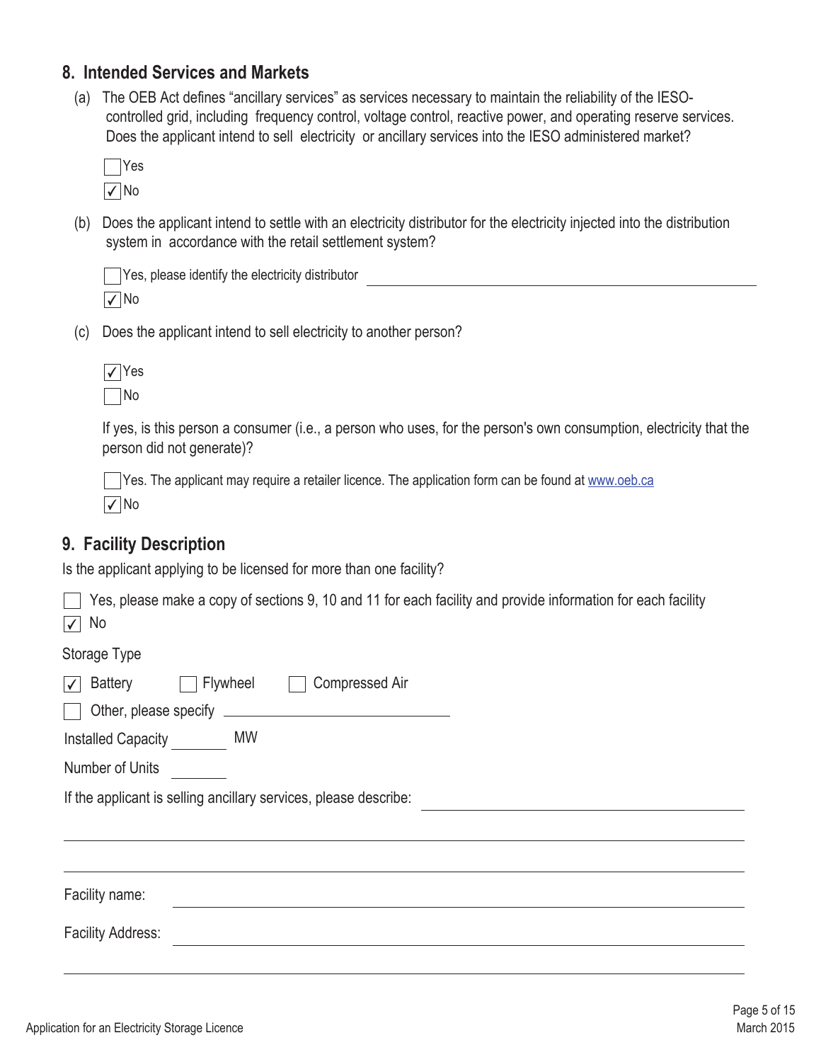## 8. Intended Services and Markets

(a) The OEB Act defines "ancillary services" as services necessary to maintain the reliability of the IESO-controlled grid, including frequency control, voltage control, reactive power, and operating reserve services. Does the applicant intend to sell electricity or ancillary services into the IESO administered market?

- [ ] Yes
- [x] No

(b) Does the applicant intend to settle with an electricity distributor for the electricity injected into the distribution system in accordance with the retail settlement system?

- [ ] Yes, please identify the electricity distributor ____________________
- [x] No

(c) Does the applicant intend to sell electricity to another person?

- [x] Yes
- [ ] No

If yes, is this person a consumer (i.e., a person who uses, for the person's own consumption, electricity that the person did not generate)?

- [ ] Yes. The applicant may require a retailer licence. The application form can be found at www.oeb.ca
- [x] No

## 9. Facility Description

Is the applicant applying to be licensed for more than one facility?

- [ ] Yes, please make a copy of sections 9, 10 and 11 for each facility and provide information for each facility
- [x] No

Storage Type

- [x] Battery
- [ ] Flywheel
- [ ] Compressed Air
- [ ] Other, please specify ____________________

Installed Capacity ________ MW

Number of Units ________

If the applicant is selling ancillary services, please describe: ____________________

Facility name: ____________________

Facility Address: ____________________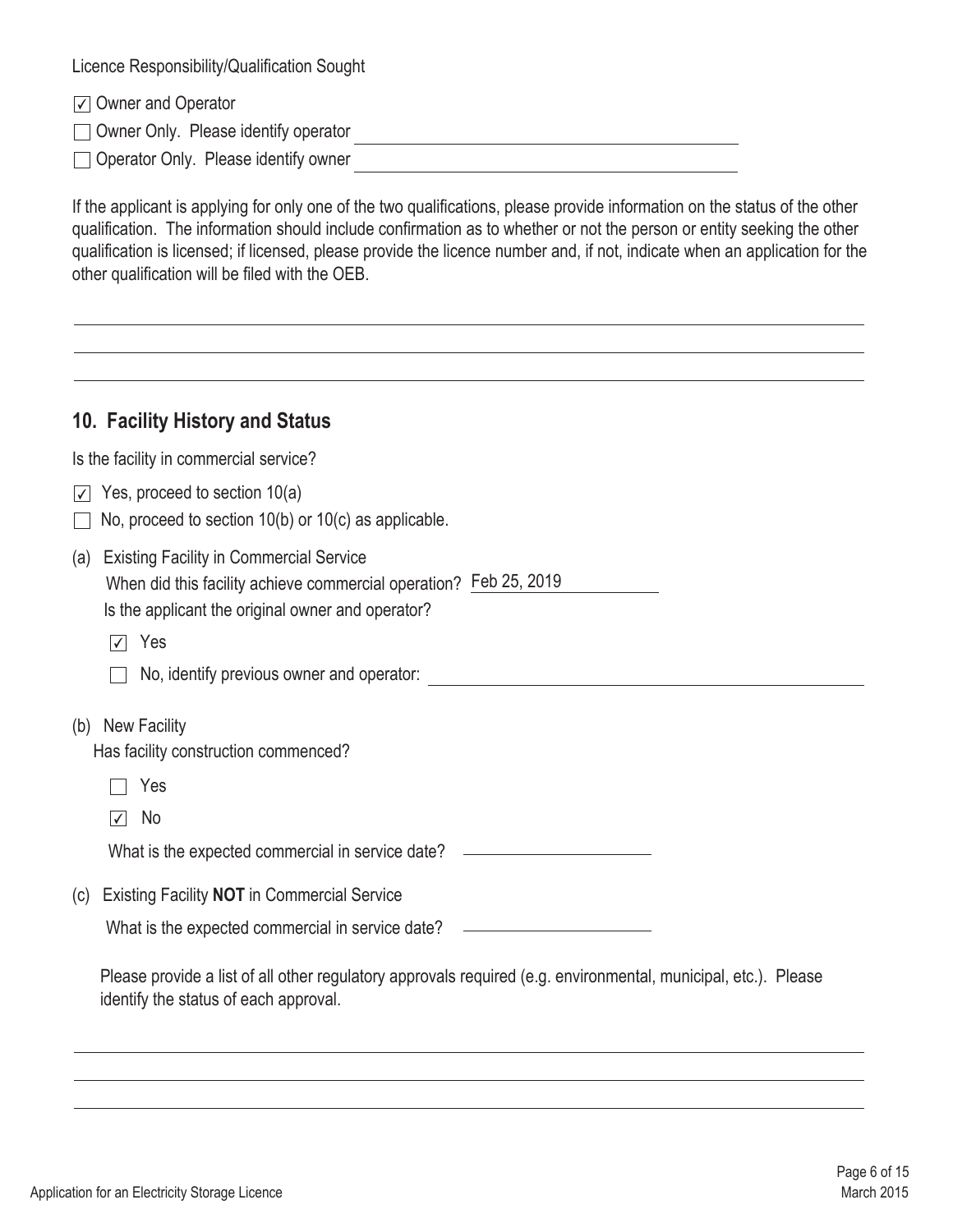Licence Responsibility/Qualification Sought

☑ Owner and Operator

☐ Owner Only. Please identify operator \_\_\_\_\_\_\_\_\_\_\_\_\_\_\_\_\_\_\_\_

☐ Operator Only. Please identify owner \_\_\_\_\_\_\_\_\_\_\_\_\_\_\_\_\_\_\_\_

If the applicant is applying for only one of the two qualifications, please provide information on the status of the other qualification. The information should include confirmation as to whether or not the person or entity seeking the other qualification is licensed; if licensed, please provide the licence number and, if not, indicate when an application for the other qualification will be filed with the OEB.

## 10. Facility History and Status

Is the facility in commercial service?

☑ Yes, proceed to section 10(a)

☐ No, proceed to section 10(b) or 10(c) as applicable.

(a) Existing Facility in Commercial Service

When did this facility achieve commercial operation? Feb 25, 2019

Is the applicant the original owner and operator?

☑ Yes

☐ No, identify previous owner and operator: \_\_\_\_\_\_\_\_\_\_\_\_\_\_\_\_\_\_\_\_

(b) New Facility

Has facility construction commenced?

☐ Yes

☑ No

What is the expected commercial in service date? \_\_\_\_\_\_\_\_\_\_\_\_\_\_\_\_\_\_\_\_

(c) Existing Facility **NOT** in Commercial Service

What is the expected commercial in service date? \_\_\_\_\_\_\_\_\_\_\_\_\_\_\_\_\_\_\_\_

Please provide a list of all other regulatory approvals required (e.g. environmental, municipal, etc.). Please identify the status of each approval.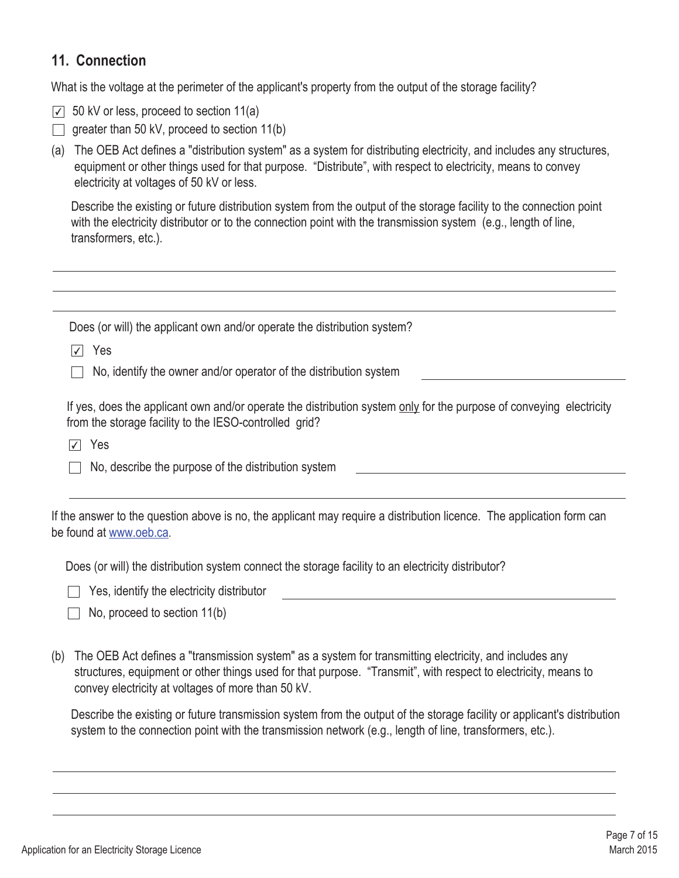## 11. Connection

What is the voltage at the perimeter of the applicant's property from the output of the storage facility?

- [x] 50 kV or less, proceed to section 11(a)
- [ ] greater than 50 kV, proceed to section 11(b)

(a) The OEB Act defines a "distribution system" as a system for distributing electricity, and includes any structures, equipment or other things used for that purpose. "Distribute", with respect to electricity, means to convey electricity at voltages of 50 kV or less.

Describe the existing or future distribution system from the output of the storage facility to the connection point with the electricity distributor or to the connection point with the transmission system (e.g., length of line, transformers, etc.).

\_\_\_\_\_\_\_\_\_\_\_\_\_\_\_\_\_\_\_\_\_\_\_\_\_\_\_\_\_\_\_\_\_\_\_\_\_\_\_\_

\_\_\_\_\_\_\_\_\_\_\_\_\_\_\_\_\_\_\_\_\_\_\_\_\_\_\_\_\_\_\_\_\_\_\_\_\_\_\_\_

\_\_\_\_\_\_\_\_\_\_\_\_\_\_\_\_\_\_\_\_\_\_\_\_\_\_\_\_\_\_\_\_\_\_\_\_\_\_\_\_

Does (or will) the applicant own and/or operate the distribution system?

- [x] Yes
- [ ] No, identify the owner and/or operator of the distribution system \_\_\_\_\_\_\_\_\_\_\_\_\_\_\_\_\_\_\_\_

If yes, does the applicant own and/or operate the distribution system <u>only</u> for the purpose of conveying electricity from the storage facility to the IESO-controlled grid?

- [x] Yes
- [ ] No, describe the purpose of the distribution system \_\_\_\_\_\_\_\_\_\_\_\_\_\_\_\_\_\_\_\_

\_\_\_\_\_\_\_\_\_\_\_\_\_\_\_\_\_\_\_\_\_\_\_\_\_\_\_\_\_\_\_\_\_\_\_\_\_\_\_\_

If the answer to the question above is no, the applicant may require a distribution licence. The application form can be found at www.oeb.ca.

Does (or will) the distribution system connect the storage facility to an electricity distributor?

- [ ] Yes, identify the electricity distributor \_\_\_\_\_\_\_\_\_\_\_\_\_\_\_\_\_\_\_\_
- [ ] No, proceed to section 11(b)

(b) The OEB Act defines a "transmission system" as a system for transmitting electricity, and includes any structures, equipment or other things used for that purpose. "Transmit", with respect to electricity, means to convey electricity at voltages of more than 50 kV.

Describe the existing or future transmission system from the output of the storage facility or applicant's distribution system to the connection point with the transmission network (e.g., length of line, transformers, etc.).

\_\_\_\_\_\_\_\_\_\_\_\_\_\_\_\_\_\_\_\_\_\_\_\_\_\_\_\_\_\_\_\_\_\_\_\_\_\_\_\_

\_\_\_\_\_\_\_\_\_\_\_\_\_\_\_\_\_\_\_\_\_\_\_\_\_\_\_\_\_\_\_\_\_\_\_\_\_\_\_\_

\_\_\_\_\_\_\_\_\_\_\_\_\_\_\_\_\_\_\_\_\_\_\_\_\_\_\_\_\_\_\_\_\_\_\_\_\_\_\_\_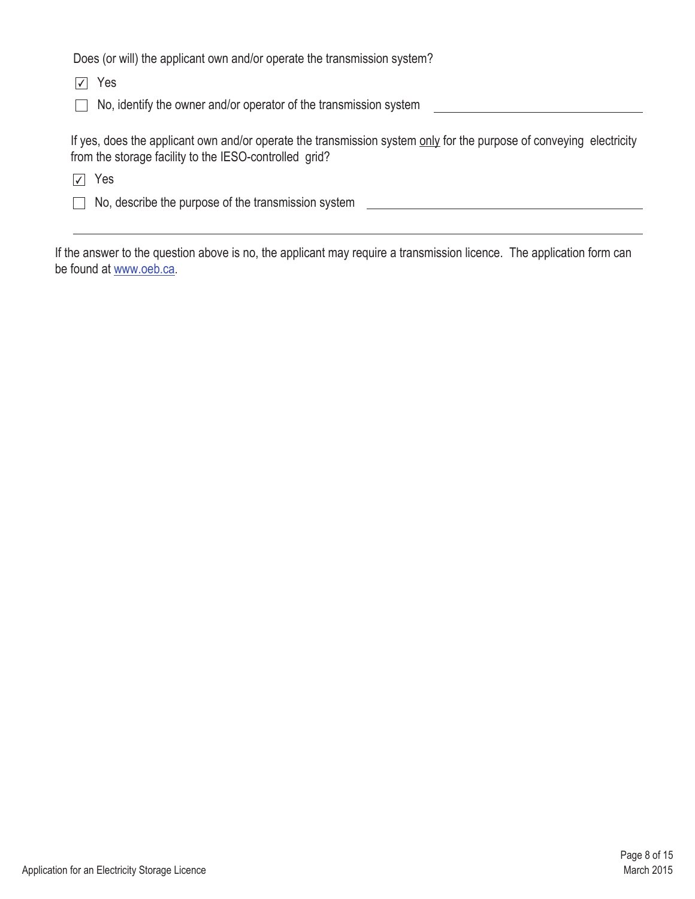Does (or will) the applicant own and/or operate the transmission system?

☑ Yes

☐ No, identify the owner and/or operator of the transmission system \_\_\_\_\_\_\_\_\_\_\_\_\_\_\_\_\_\_\_\_

If yes, does the applicant own and/or operate the transmission system <u>only</u> for the purpose of conveying electricity from the storage facility to the IESO-controlled grid?

☑ Yes

☐ No, describe the purpose of the transmission system \_\_\_\_\_\_\_\_\_\_\_\_\_\_\_\_\_\_\_\_

If the answer to the question above is no, the applicant may require a transmission licence. The application form can be found at www.oeb.ca.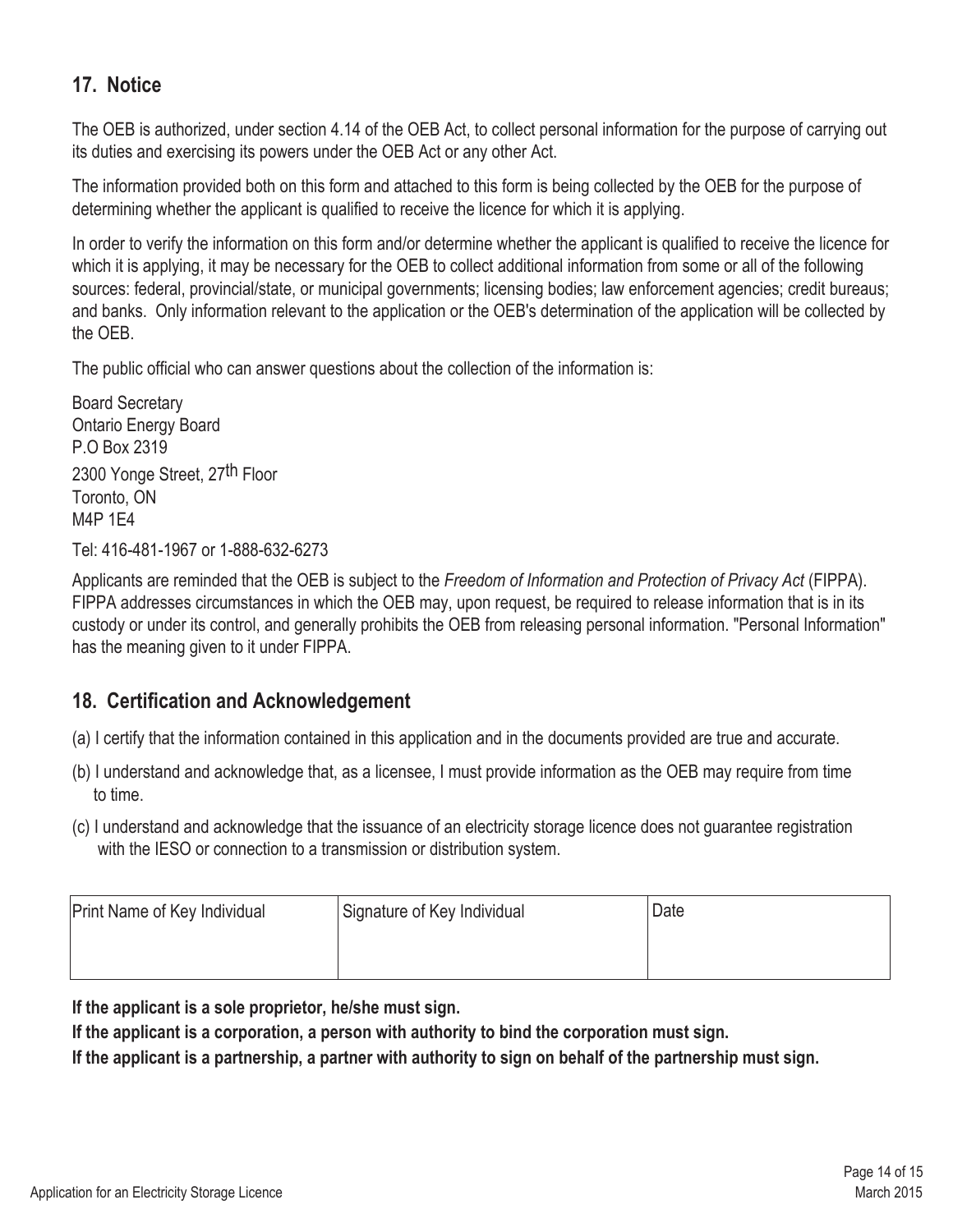## 17. Notice

The OEB is authorized, under section 4.14 of the OEB Act, to collect personal information for the purpose of carrying out its duties and exercising its powers under the OEB Act or any other Act.

The information provided both on this form and attached to this form is being collected by the OEB for the purpose of determining whether the applicant is qualified to receive the licence for which it is applying.

In order to verify the information on this form and/or determine whether the applicant is qualified to receive the licence for which it is applying, it may be necessary for the OEB to collect additional information from some or all of the following sources: federal, provincial/state, or municipal governments; licensing bodies; law enforcement agencies; credit bureaus; and banks. Only information relevant to the application or the OEB's determination of the application will be collected by the OEB.

The public official who can answer questions about the collection of the information is:

Board Secretary
Ontario Energy Board
P.O Box 2319
2300 Yonge Street, 27th Floor
Toronto, ON
M4P 1E4

Tel: 416-481-1967 or 1-888-632-6273

Applicants are reminded that the OEB is subject to the *Freedom of Information and Protection of Privacy Act* (FIPPA). FIPPA addresses circumstances in which the OEB may, upon request, be required to release information that is in its custody or under its control, and generally prohibits the OEB from releasing personal information. "Personal Information" has the meaning given to it under FIPPA.

## 18. Certification and Acknowledgement

(a) I certify that the information contained in this application and in the documents provided are true and accurate.

(b) I understand and acknowledge that, as a licensee, I must provide information as the OEB may require from time to time.

(c) I understand and acknowledge that the issuance of an electricity storage licence does not guarantee registration with the IESO or connection to a transmission or distribution system.

| Print Name of Key Individual | Signature of Key Individual | Date |
| --- | --- | --- |
| | | |

**If the applicant is a sole proprietor, he/she must sign.**
**If the applicant is a corporation, a person with authority to bind the corporation must sign.**
**If the applicant is a partnership, a partner with authority to sign on behalf of the partnership must sign.**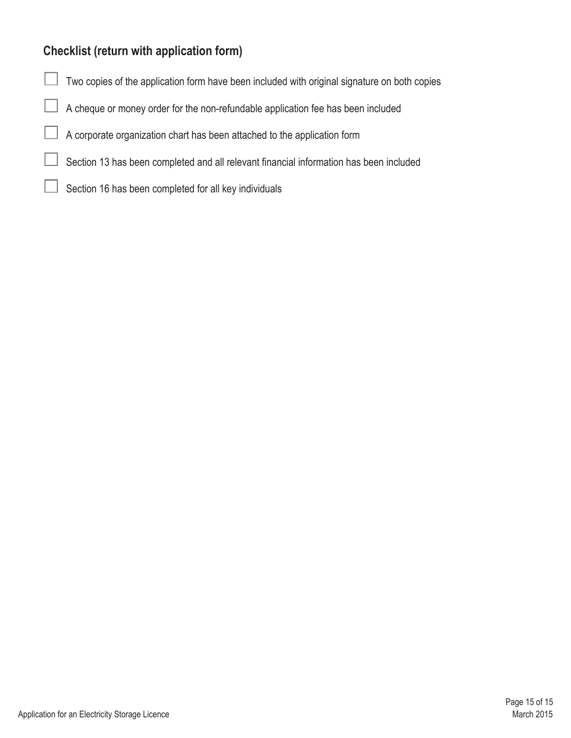## Checklist (return with application form)

- [ ] Two copies of the application form have been included with original signature on both copies
- [ ] A cheque or money order for the non-refundable application fee has been included
- [ ] A corporate organization chart has been attached to the application form
- [ ] Section 13 has been completed and all relevant financial information has been included
- [ ] Section 16 has been completed for all key individuals